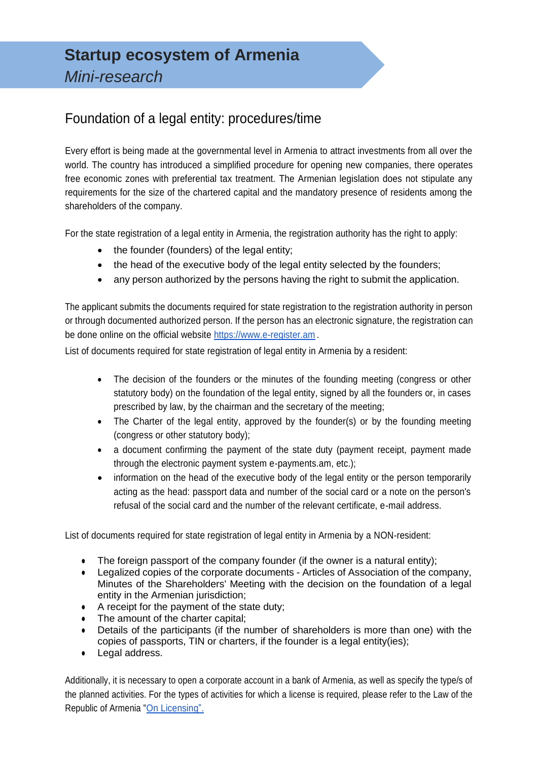# Startup ecosystem of Armenia

*Mini-research*

## Foundation of a legal entity: procedures/time

Every effort is being made at the governmental level in Armenia to attract investments from all over the world. The country has introduced a simplified procedure for opening new companies, there operates free economic zones with preferential tax treatment. The Armenian legislation does not stipulate any requirements for the size of the chartered capital and the mandatory presence of residents among the shareholders of the company.

For the state registration of a legal entity in Armenia, the registration authority has the right to apply:

- the founder (founders) of the legal entity;
- the head of the executive body of the legal entity selected by the founders;
- any person authorized by the persons having the right to submit the application.

The applicant submits the documents required for state registration to the registration authority in person or through documented authorized person. If the person has an electronic signature, the registration can be done online on the official website [https://www.e-register.am](https://www.e-register.am) .

List of documents required for state registration of legal entity in Armenia by a resident:

- The decision of the founders or the minutes of the founding meeting (congress or other statutory body) on the foundation of the legal entity, signed by all the founders or, in cases prescribed by law, by the chairman and the secretary of the meeting;
- The Charter of the legal entity, approved by the founder(s) or by the founding meeting (congress or other statutory body);
- a document confirming the payment of the state duty (payment receipt, payment made through the electronic payment system e-payments.am, etc.);
- information on the head of the executive body of the legal entity or the person temporarily acting as the head: passport data and number of the social card or a note on the person's refusal of the social card and the number of the relevant certificate, e-mail address.

List of documents required for state registration of legal entity in Armenia by a NON-resident:

- The foreign passport of the company founder (if the owner is a natural entity);
- Legalized copies of the corporate documents - Articles of Association of the company, Minutes of the Shareholders' Meeting with the decision on the foundation of a legal entity in the Armenian jurisdiction;
- A receipt for the payment of the state duty;
- The amount of the charter capital;
- Details of the participants (if the number of shareholders is more than one) with the copies of passports, TIN or charters, if the founder is a legal entity(ies);
- Legal address.

Additionally, it is necessary to open a corporate account in a bank of Armenia, as well as specify the type/s of the planned activities. For the types of activities for which a license is required, please refer to the Law of the Republic of Armenia "On Licensing".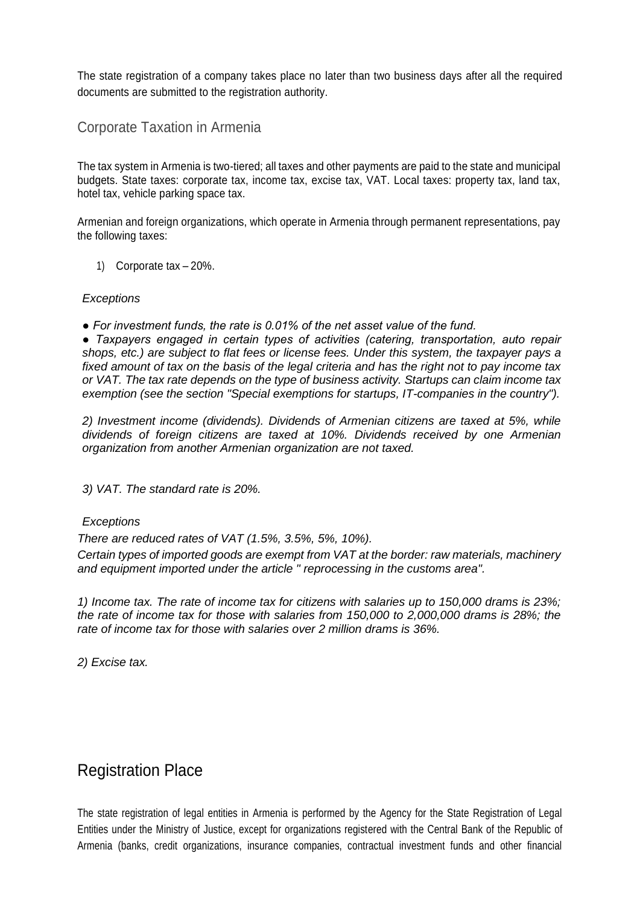The state registration of a company takes place no later than two business days after all the required documents are submitted to the registration authority.

## Corporate Taxation in Armenia

The tax system in Armenia is two-tiered; all taxes and other payments are paid to the state and municipal budgets. State taxes: corporate tax, income tax, excise tax, VAT. Local taxes: property tax, land tax, hotel tax, vehicle parking space tax.

Armenian and foreign organizations, which operate in Armenia through permanent representations, pay the following taxes:

1) Corporate tax – 20%.

*Exceptions*

● *For investment funds, the rate is 0.01% of the net asset value of the fund.*

● *Taxpayers engaged in certain types of activities (catering, transportation, auto repair shops, etc.) are subject to flat fees or license fees. Under this system, the taxpayer pays a fixed amount of tax on the basis of the legal criteria and has the right not to pay income tax or VAT. The tax rate depends on the type of business activity. Startups can claim income tax exemption (see the section "Special exemptions for startups, IT-companies in the country").*

*2) Investment income (dividends). Dividends of Armenian citizens are taxed at 5%, while dividends of foreign citizens are taxed at 10%. Dividends received by one Armenian organization from another Armenian organization are not taxed.*

*3) VAT. The standard rate is 20%.*

*Exceptions*

*There are reduced rates of VAT (1.5%, 3.5%, 5%, 10%).*

*Certain types of imported goods are exempt from VAT at the border: raw materials, machinery and equipment imported under the article " reprocessing in the customs area".*

*1) Income tax. The rate of income tax for citizens with salaries up to 150,000 drams is 23%; the rate of income tax for those with salaries from 150,000 to 2,000,000 drams is 28%; the rate of income tax for those with salaries over 2 million drams is 36%.*

*2) Excise tax.*

## Registration Place

The state registration of legal entities in Armenia is performed by the Agency for the State Registration of Legal Entities under the Ministry of Justice, except for organizations registered with the Central Bank of the Republic of Armenia (banks, credit organizations, insurance companies, contractual investment funds and other financial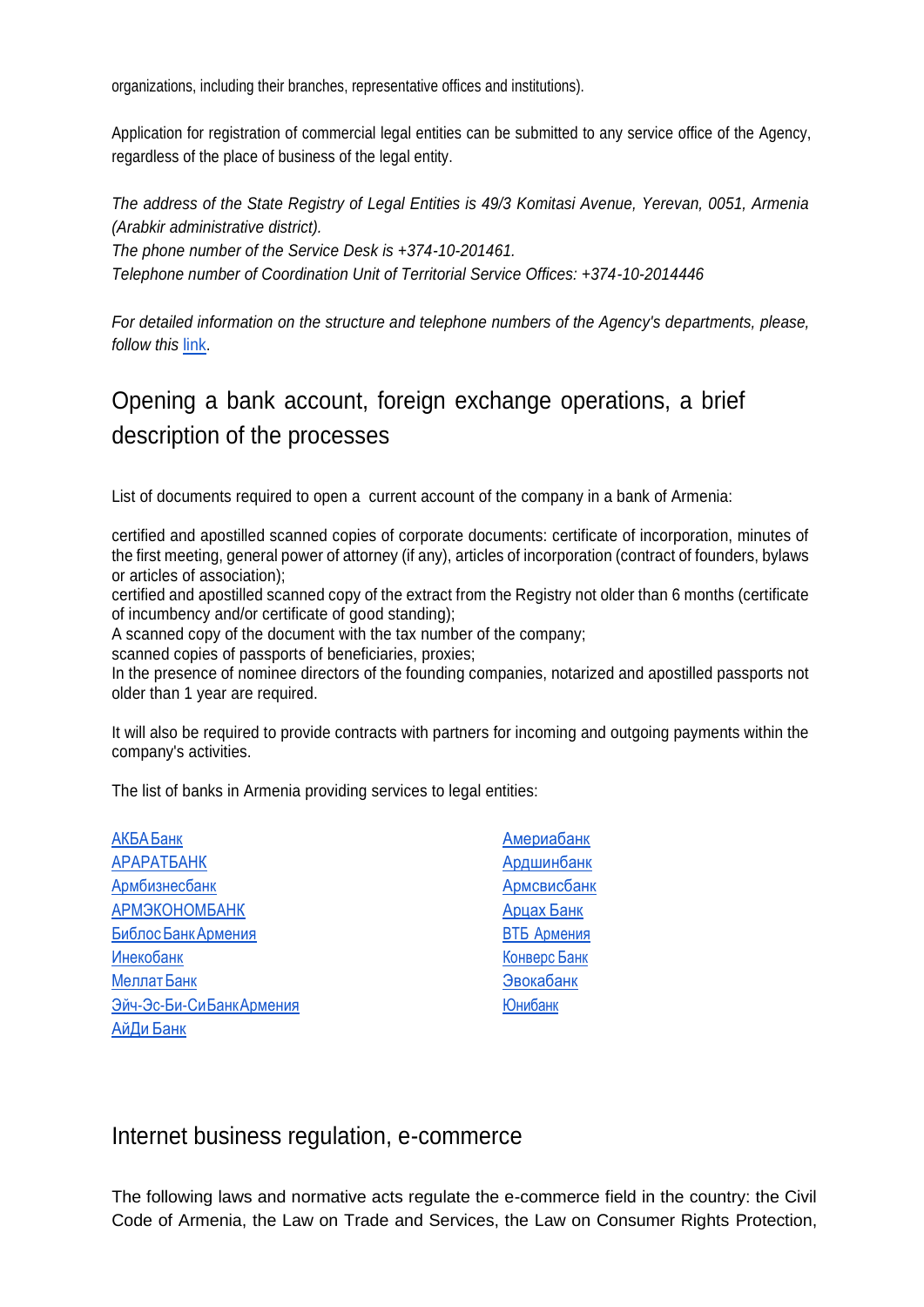organizations, including their branches, representative offices and institutions).

Application for registration of commercial legal entities can be submitted to any service office of the Agency, regardless of the place of business of the legal entity.

*The address of the State Registry of Legal Entities is 49/3 Komitasi Avenue, Yerevan, 0051, Armenia (Arabkir administrative district).*
*The phone number of the Service Desk is +374-10-201461.*
*Telephone number of Coordination Unit of Territorial Service Offices: +374-10-2014446*

*For detailed information on the structure and telephone numbers of the Agency's departments, please, follow this* link.

## Opening a bank account, foreign exchange operations, a brief description of the processes

List of documents required to open a current account of the company in a bank of Armenia:

certified and apostilled scanned copies of corporate documents: certificate of incorporation, minutes of the first meeting, general power of attorney (if any), articles of incorporation (contract of founders, bylaws or articles of association);
certified and apostilled scanned copy of the extract from the Registry not older than 6 months (certificate of incumbency and/or certificate of good standing);
A scanned copy of the document with the tax number of the company;
scanned copies of passports of beneficiaries, proxies;
In the presence of nominee directors of the founding companies, notarized and apostilled passports not older than 1 year are required.

It will also be required to provide contracts with partners for incoming and outgoing payments within the company's activities.

The list of banks in Armenia providing services to legal entities:

АКБА Банк
АРАРАТБАНК
Армбизнесбанк
АРМЭКОНОМБАНК
Библос Банк Армения
Инекобанк
Меллат Банк
Эйч-Эс-Би-Си Банк Армения
АйДи Банк
Америабанк
Ардшинбанк
Армсвисбанк
Арцах Банк
ВТБ Армения
Конверс Банк
Эвокабанк
Юнибанк

## Internet business regulation, e-commerce

The following laws and normative acts regulate the e-commerce field in the country: the Civil Code of Armenia, the Law on Trade and Services, the Law on Consumer Rights Protection,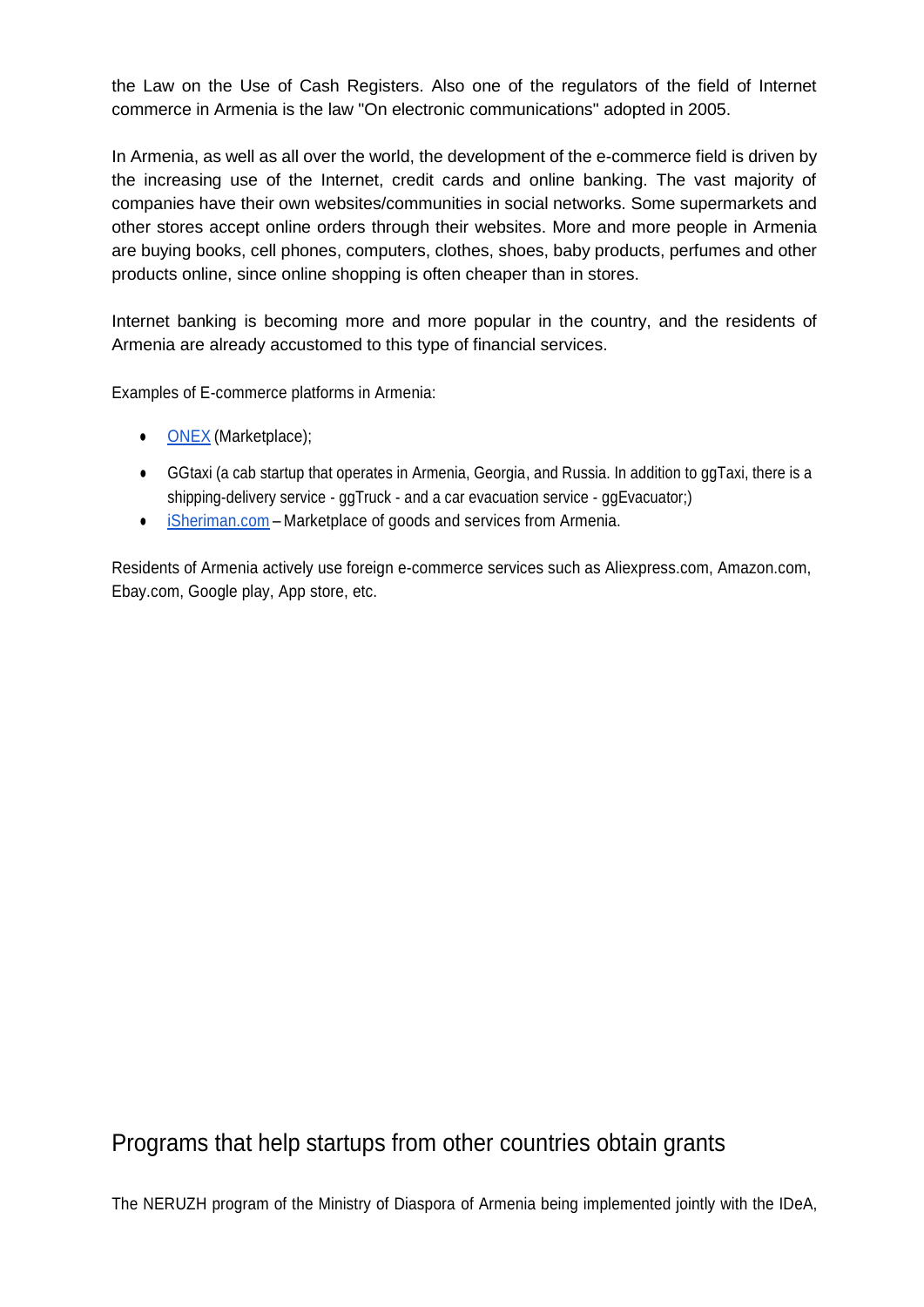the Law on the Use of Cash Registers. Also one of the regulators of the field of Internet commerce in Armenia is the law "On electronic communications" adopted in 2005.

In Armenia, as well as all over the world, the development of the e-commerce field is driven by the increasing use of the Internet, credit cards and online banking. The vast majority of companies have their own websites/communities in social networks. Some supermarkets and other stores accept online orders through their websites. More and more people in Armenia are buying books, cell phones, computers, clothes, shoes, baby products, perfumes and other products online, since online shopping is often cheaper than in stores.

Internet banking is becoming more and more popular in the country, and the residents of Armenia are already accustomed to this type of financial services.

Examples of E-commerce platforms in Armenia:

- ONEX (Marketplace);
- GGtaxi (a cab startup that operates in Armenia, Georgia, and Russia. In addition to ggTaxi, there is a shipping-delivery service - ggTruck - and a car evacuation service - ggEvacuator;)
- iSheriman.com – Marketplace of goods and services from Armenia.

Residents of Armenia actively use foreign e-commerce services such as Aliexpress.com, Amazon.com, Ebay.com, Google play, App store, etc.

## Programs that help startups from other countries obtain grants

The NERUZH program of the Ministry of Diaspora of Armenia being implemented jointly with the IDeA,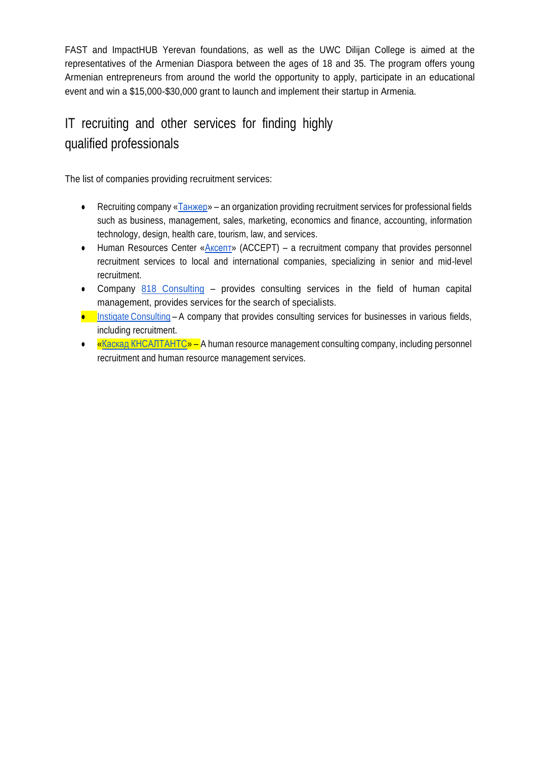FAST and ImpactHUB Yerevan foundations, as well as the UWC Dilijan College is aimed at the representatives of the Armenian Diaspora between the ages of 18 and 35. The program offers young Armenian entrepreneurs from around the world the opportunity to apply, participate in an educational event and win a $15,000-$30,000 grant to launch and implement their startup in Armenia.

## IT recruiting and other services for finding highly qualified professionals

The list of companies providing recruitment services:

- Recruiting company «Танжер» – an organization providing recruitment services for professional fields such as business, management, sales, marketing, economics and finance, accounting, information technology, design, health care, tourism, law, and services.
- Human Resources Center «Аксепт» (ACCEPT) – a recruitment company that provides personnel recruitment services to local and international companies, specializing in senior and mid-level recruitment.
- Company 818 Consulting – provides consulting services in the field of human capital management, provides services for the search of specialists.
- Instigate Consulting – A company that provides consulting services for businesses in various fields, including recruitment.
- «Каскад КНСАЛТАНТС» – A human resource management consulting company, including personnel recruitment and human resource management services.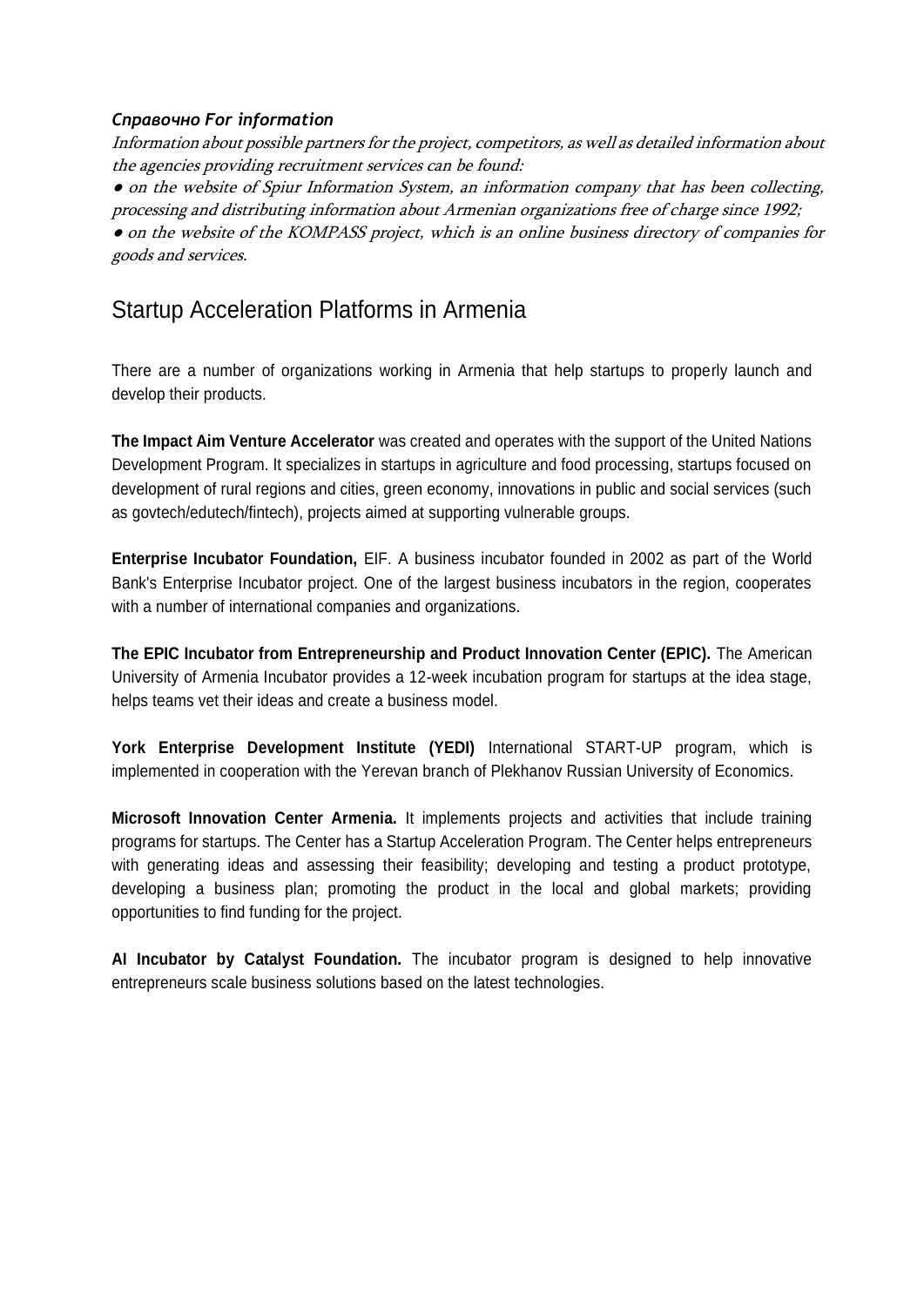***Справочно For information***

*Information about possible partners for the project, competitors, as well as detailed information about the agencies providing recruitment services can be found:*

*● on the website of Spiur Information System, an information company that has been collecting, processing and distributing information about Armenian organizations free of charge since 1992;*

*● on the website of the KOMPASS project, which is an online business directory of companies for goods and services.*

## Startup Acceleration Platforms in Armenia

There are a number of organizations working in Armenia that help startups to properly launch and develop their products.

**The Impact Aim Venture Accelerator** was created and operates with the support of the United Nations Development Program. It specializes in startups in agriculture and food processing, startups focused on development of rural regions and cities, green economy, innovations in public and social services (such as govtech/edutech/fintech), projects aimed at supporting vulnerable groups.

**Enterprise Incubator Foundation,** EIF. A business incubator founded in 2002 as part of the World Bank's Enterprise Incubator project. One of the largest business incubators in the region, cooperates with a number of international companies and organizations.

**The EPIC Incubator from Entrepreneurship and Product Innovation Center (EPIC).** The American University of Armenia Incubator provides a 12-week incubation program for startups at the idea stage, helps teams vet their ideas and create a business model.

**York Enterprise Development Institute (YEDI)** International START-UP program, which is implemented in cooperation with the Yerevan branch of Plekhanov Russian University of Economics.

**Microsoft Innovation Center Armenia.** It implements projects and activities that include training programs for startups. The Center has a Startup Acceleration Program. The Center helps entrepreneurs with generating ideas and assessing their feasibility; developing and testing a product prototype, developing a business plan; promoting the product in the local and global markets; providing opportunities to find funding for the project.

**AI Incubator by Catalyst Foundation.** The incubator program is designed to help innovative entrepreneurs scale business solutions based on the latest technologies.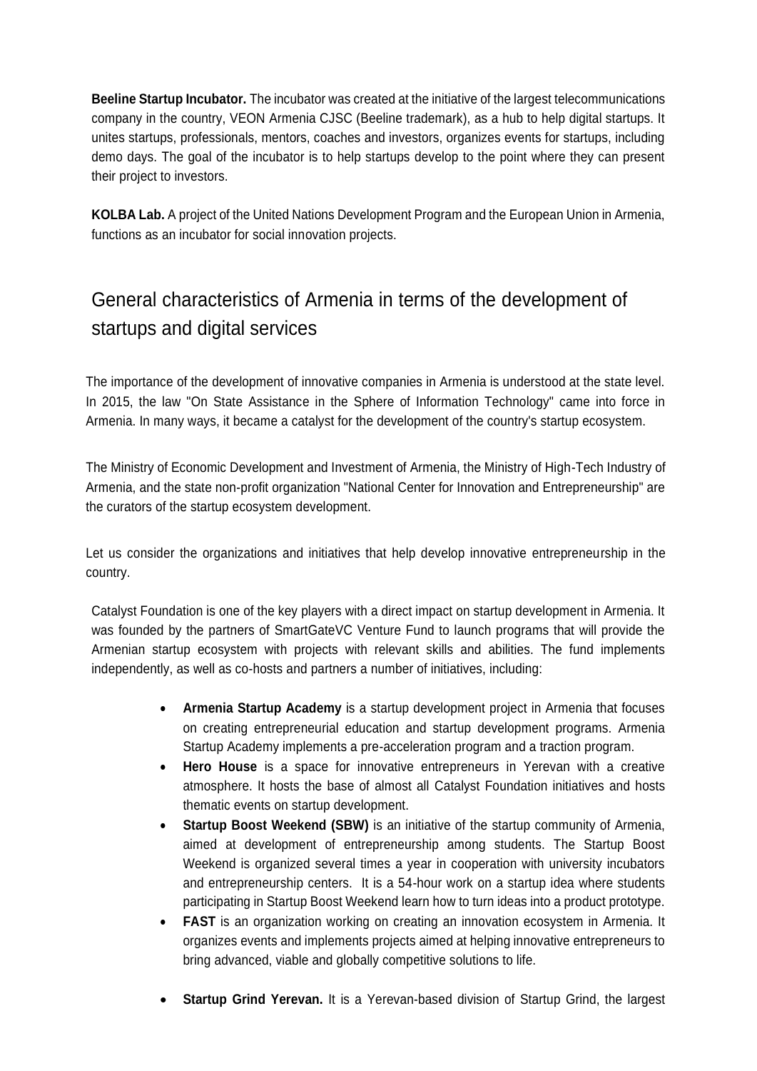**Beeline Startup Incubator.** The incubator was created at the initiative of the largest telecommunications company in the country, VEON Armenia CJSC (Beeline trademark), as a hub to help digital startups. It unites startups, professionals, mentors, coaches and investors, organizes events for startups, including demo days. The goal of the incubator is to help startups develop to the point where they can present their project to investors.

**KOLBA Lab.** A project of the United Nations Development Program and the European Union in Armenia, functions as an incubator for social innovation projects.

## General characteristics of Armenia in terms of the development of startups and digital services

The importance of the development of innovative companies in Armenia is understood at the state level. In 2015, the law "On State Assistance in the Sphere of Information Technology" came into force in Armenia. In many ways, it became a catalyst for the development of the country's startup ecosystem.

The Ministry of Economic Development and Investment of Armenia, the Ministry of High-Tech Industry of Armenia, and the state non-profit organization "National Center for Innovation and Entrepreneurship" are the curators of the startup ecosystem development.

Let us consider the organizations and initiatives that help develop innovative entrepreneurship in the country.

Catalyst Foundation is one of the key players with a direct impact on startup development in Armenia. It was founded by the partners of SmartGateVC Venture Fund to launch programs that will provide the Armenian startup ecosystem with projects with relevant skills and abilities. The fund implements independently, as well as co-hosts and partners a number of initiatives, including:

- **Armenia Startup Academy** is a startup development project in Armenia that focuses on creating entrepreneurial education and startup development programs. Armenia Startup Academy implements a pre-acceleration program and a traction program.
- **Hero House** is a space for innovative entrepreneurs in Yerevan with a creative atmosphere. It hosts the base of almost all Catalyst Foundation initiatives and hosts thematic events on startup development.
- **Startup Boost Weekend (SBW)** is an initiative of the startup community of Armenia, aimed at development of entrepreneurship among students. The Startup Boost Weekend is organized several times a year in cooperation with university incubators and entrepreneurship centers. It is a 54-hour work on a startup idea where students participating in Startup Boost Weekend learn how to turn ideas into a product prototype.
- **FAST** is an organization working on creating an innovation ecosystem in Armenia. It organizes events and implements projects aimed at helping innovative entrepreneurs to bring advanced, viable and globally competitive solutions to life.
- **Startup Grind Yerevan.** It is a Yerevan-based division of Startup Grind, the largest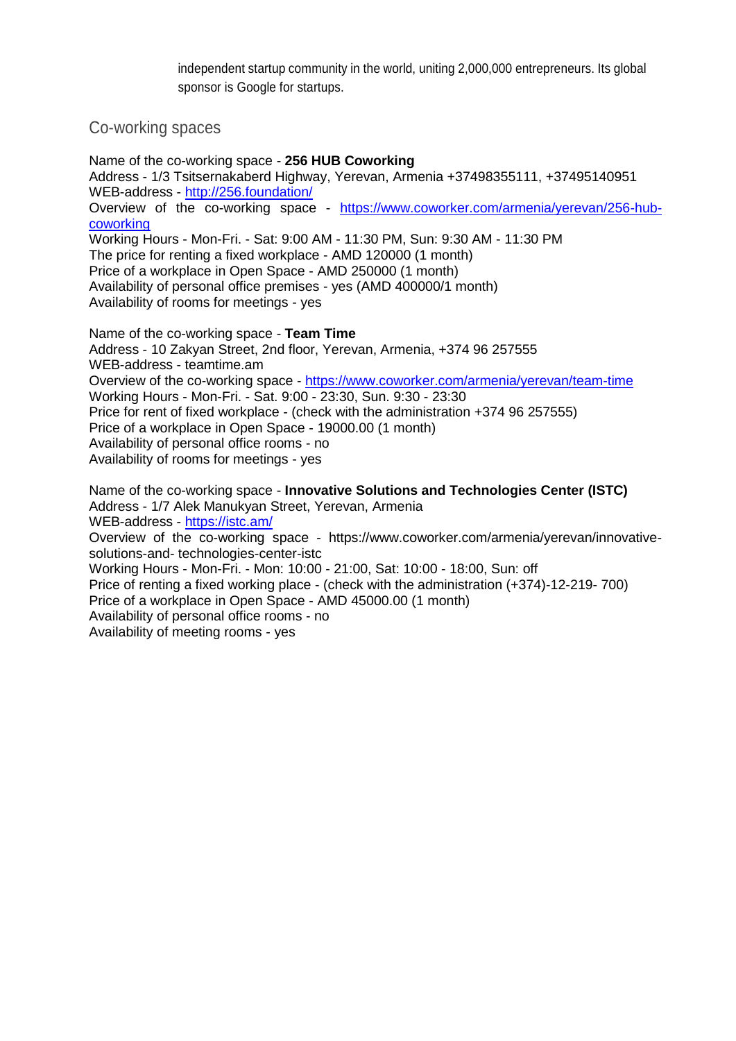independent startup community in the world, uniting 2,000,000 entrepreneurs. Its global sponsor is Google for startups.

## Co-working spaces

Name of the co-working space - **256 HUB Coworking**
Address - 1/3 Tsitsernakaberd Highway, Yerevan, Armenia +37498355111, +37495140951
WEB-address - http://256.foundation/
Overview of the co-working space - https://www.coworker.com/armenia/yerevan/256-hub-coworking
Working Hours - Mon-Fri. - Sat: 9:00 AM - 11:30 PM, Sun: 9:30 AM - 11:30 PM
The price for renting a fixed workplace - AMD 120000 (1 month)
Price of a workplace in Open Space - AMD 250000 (1 month)
Availability of personal office premises - yes (AMD 400000/1 month)
Availability of rooms for meetings - yes

Name of the co-working space - **Team Time**
Address - 10 Zakyan Street, 2nd floor, Yerevan, Armenia, +374 96 257555
WEB-address - teamtime.am
Overview of the co-working space - https://www.coworker.com/armenia/yerevan/team-time
Working Hours - Mon-Fri. - Sat. 9:00 - 23:30, Sun. 9:30 - 23:30
Price for rent of fixed workplace - (check with the administration +374 96 257555)
Price of a workplace in Open Space - 19000.00 (1 month)
Availability of personal office rooms - no
Availability of rooms for meetings - yes

Name of the co-working space - **Innovative Solutions and Technologies Center (ISTC)**
Address - 1/7 Alek Manukyan Street, Yerevan, Armenia
WEB-address - https://istc.am/
Overview of the co-working space - https://www.coworker.com/armenia/yerevan/innovative-solutions-and- technologies-center-istc
Working Hours - Mon-Fri. - Mon: 10:00 - 21:00, Sat: 10:00 - 18:00, Sun: off
Price of renting a fixed working place - (check with the administration (+374)-12-219- 700)
Price of a workplace in Open Space - AMD 45000.00 (1 month)
Availability of personal office rooms - no
Availability of meeting rooms - yes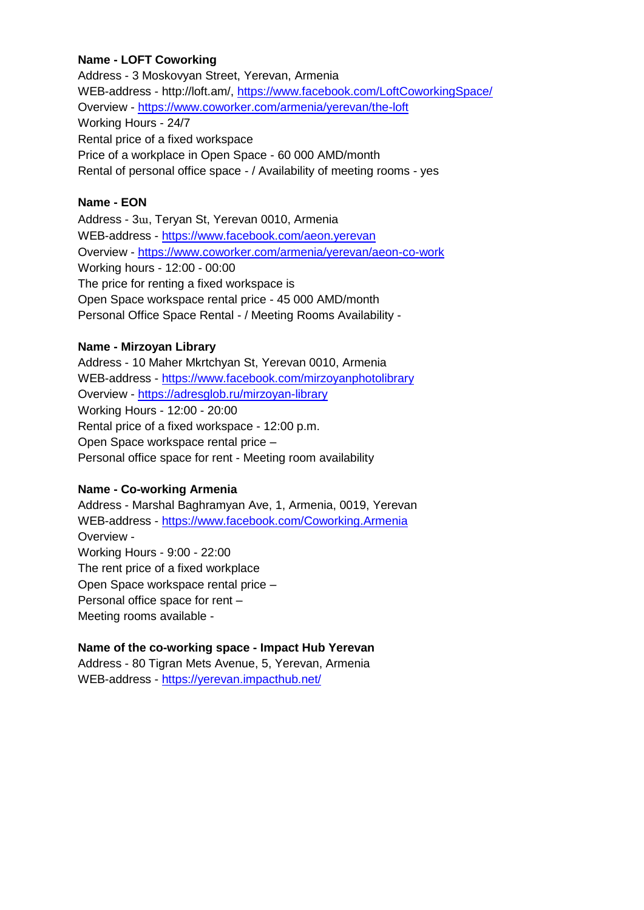**Name - LOFT Coworking**
Address - 3 Moskovyan Street, Yerevan, Armenia
WEB-address - http://loft.am/, https://www.facebook.com/LoftCoworkingSpace/
Overview - https://www.coworker.com/armenia/yerevan/the-loft
Working Hours - 24/7
Rental price of a fixed workspace
Price of a workplace in Open Space - 60 000 AMD/month
Rental of personal office space - / Availability of meeting rooms - yes

**Name - EON**
Address - 3ա, Teryan St, Yerevan 0010, Armenia
WEB-address - https://www.facebook.com/aeon.yerevan
Overview - https://www.coworker.com/armenia/yerevan/aeon-co-work
Working hours - 12:00 - 00:00
The price for renting a fixed workspace is
Open Space workspace rental price - 45 000 AMD/month
Personal Office Space Rental - / Meeting Rooms Availability -

**Name - Mirzoyan Library**
Address - 10 Maher Mkrtchyan St, Yerevan 0010, Armenia
WEB-address - https://www.facebook.com/mirzoyanphotolibrary
Overview - https://adresglob.ru/mirzoyan-library
Working Hours - 12:00 - 20:00
Rental price of a fixed workspace - 12:00 p.m.
Open Space workspace rental price –
Personal office space for rent - Meeting room availability

**Name - Co-working Armenia**
Address - Marshal Baghramyan Ave, 1, Armenia, 0019, Yerevan
WEB-address - https://www.facebook.com/Coworking.Armenia
Overview -
Working Hours - 9:00 - 22:00
The rent price of a fixed workplace
Open Space workspace rental price –
Personal office space for rent –
Meeting rooms available -

**Name of the co-working space - Impact Hub Yerevan**
Address - 80 Tigran Mets Avenue, 5, Yerevan, Armenia
WEB-address - https://yerevan.impacthub.net/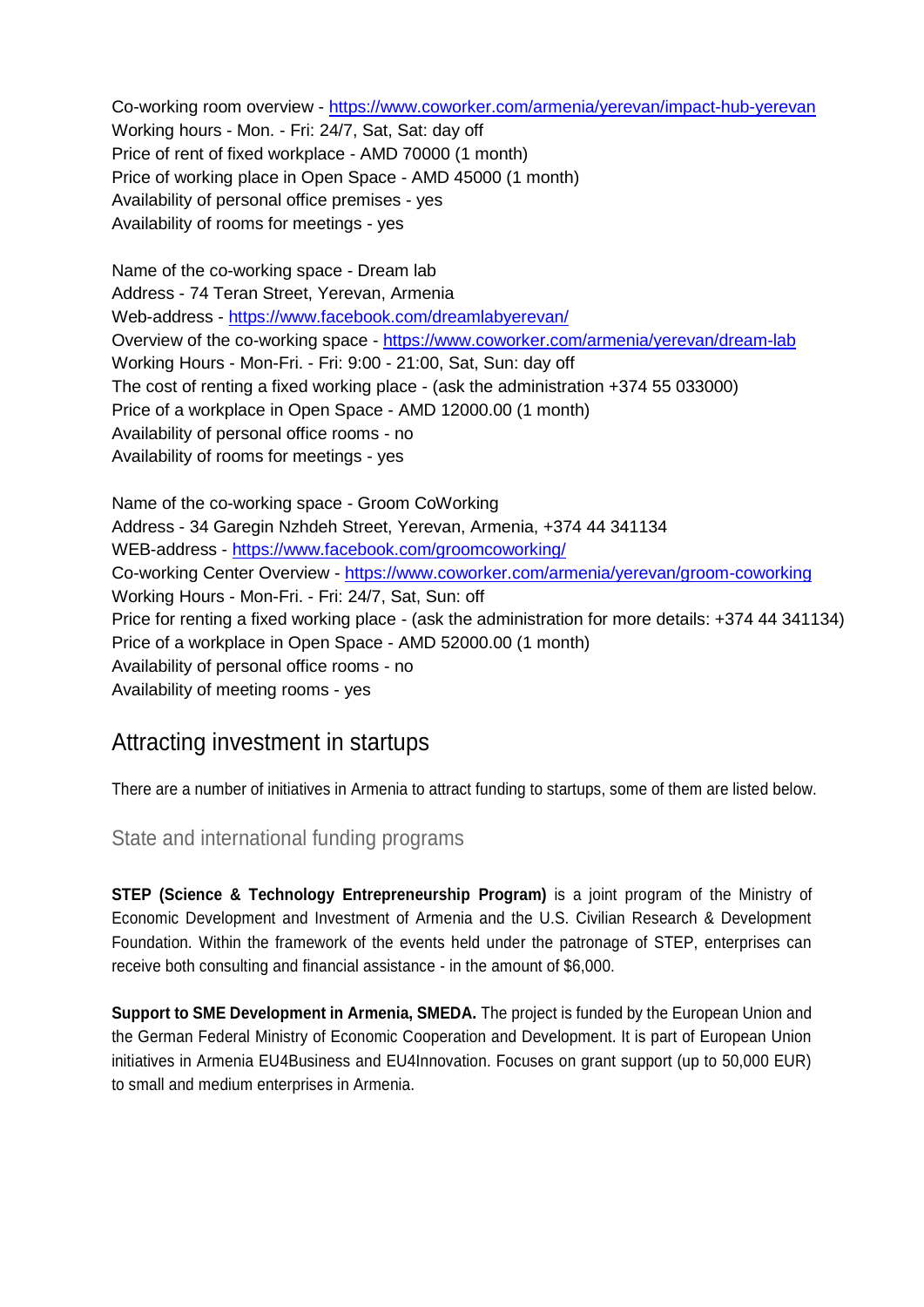Co-working room overview - [https://www.coworker.com/armenia/yerevan/impact-hub-yerevan](https://www.coworker.com/armenia/yerevan/impact-hub-yerevan)
Working hours - Mon. - Fri: 24/7, Sat, Sat: day off
Price of rent of fixed workplace - AMD 70000 (1 month)
Price of working place in Open Space - AMD 45000 (1 month)
Availability of personal office premises - yes
Availability of rooms for meetings - yes

Name of the co-working space - Dream lab
Address - 74 Teran Street, Yerevan, Armenia
Web-address - [https://www.facebook.com/dreamlabyerevan/](https://www.facebook.com/dreamlabyerevan/)
Overview of the co-working space - [https://www.coworker.com/armenia/yerevan/dream-lab](https://www.coworker.com/armenia/yerevan/dream-lab)
Working Hours - Mon-Fri. - Fri: 9:00 - 21:00, Sat, Sun: day off
The cost of renting a fixed working place - (ask the administration +374 55 033000)
Price of a workplace in Open Space - AMD 12000.00 (1 month)
Availability of personal office rooms - no
Availability of rooms for meetings - yes

Name of the co-working space - Groom CoWorking
Address - 34 Garegin Nzhdeh Street, Yerevan, Armenia, +374 44 341134
WEB-address - [https://www.facebook.com/groomcoworking/](https://www.facebook.com/groomcoworking/)
Co-working Center Overview - [https://www.coworker.com/armenia/yerevan/groom-coworking](https://www.coworker.com/armenia/yerevan/groom-coworking)
Working Hours - Mon-Fri. - Fri: 24/7, Sat, Sun: off
Price for renting a fixed working place - (ask the administration for more details: +374 44 341134)
Price of a workplace in Open Space - AMD 52000.00 (1 month)
Availability of personal office rooms - no
Availability of meeting rooms - yes

## Attracting investment in startups

There are a number of initiatives in Armenia to attract funding to startups, some of them are listed below.

### State and international funding programs

**STEP (Science & Technology Entrepreneurship Program)** is a joint program of the Ministry of Economic Development and Investment of Armenia and the U.S. Civilian Research & Development Foundation. Within the framework of the events held under the patronage of STEP, enterprises can receive both consulting and financial assistance - in the amount of $6,000.

**Support to SME Development in Armenia, SMEDA.** The project is funded by the European Union and the German Federal Ministry of Economic Cooperation and Development. It is part of European Union initiatives in Armenia EU4Business and EU4Innovation. Focuses on grant support (up to 50,000 EUR) to small and medium enterprises in Armenia.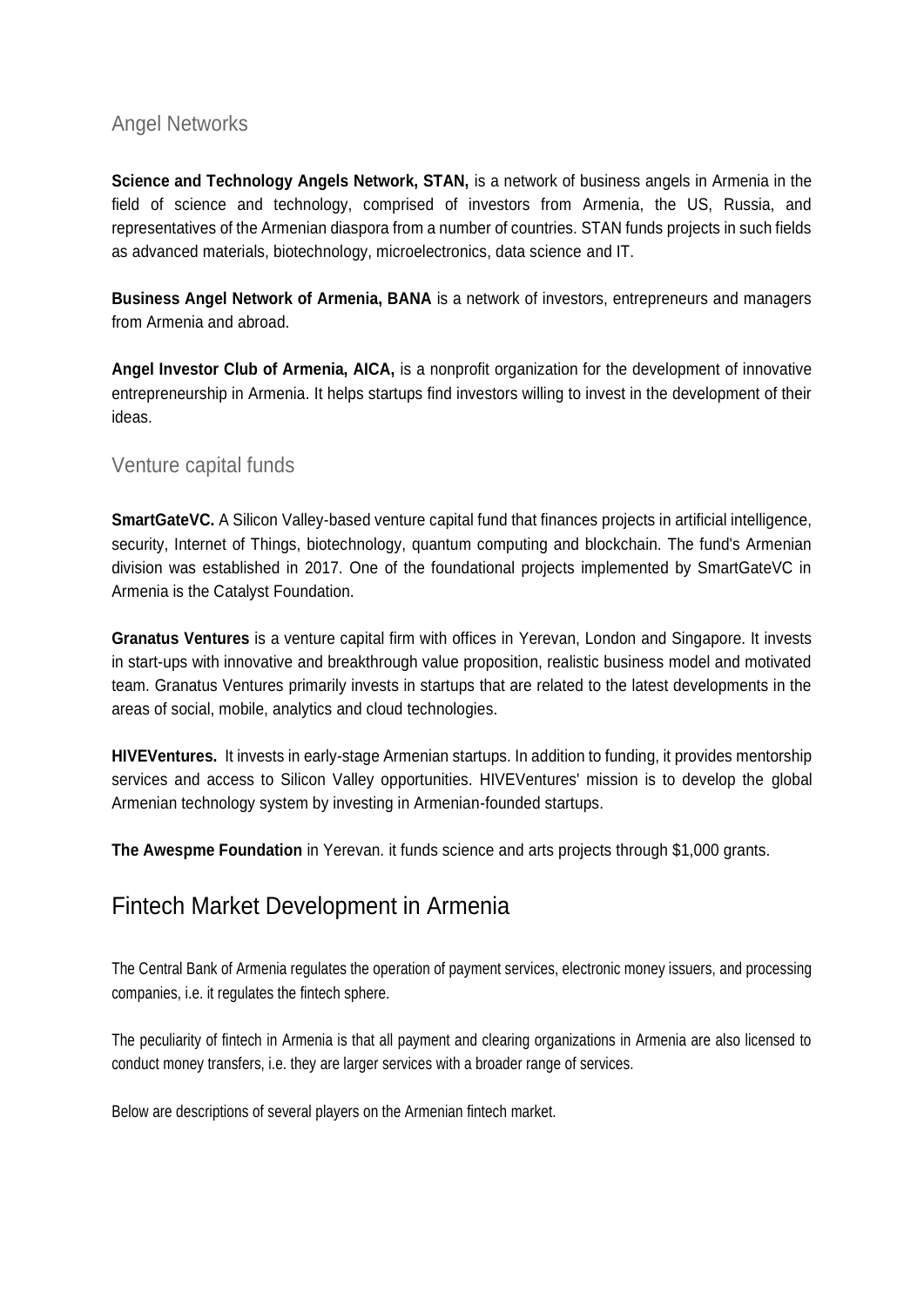### Angel Networks

**Science and Technology Angels Network, STAN,** is a network of business angels in Armenia in the field of science and technology, comprised of investors from Armenia, the US, Russia, and representatives of the Armenian diaspora from a number of countries. STAN funds projects in such fields as advanced materials, biotechnology, microelectronics, data science and IT.

**Business Angel Network of Armenia, BANA** is a network of investors, entrepreneurs and managers from Armenia and abroad.

**Angel Investor Club of Armenia, AICA,** is a nonprofit organization for the development of innovative entrepreneurship in Armenia. It helps startups find investors willing to invest in the development of their ideas.

### Venture capital funds

**SmartGateVC.** A Silicon Valley-based venture capital fund that finances projects in artificial intelligence, security, Internet of Things, biotechnology, quantum computing and blockchain. The fund's Armenian division was established in 2017. One of the foundational projects implemented by SmartGateVC in Armenia is the Catalyst Foundation.

**Granatus Ventures** is a venture capital firm with offices in Yerevan, London and Singapore. It invests in start-ups with innovative and breakthrough value proposition, realistic business model and motivated team. Granatus Ventures primarily invests in startups that are related to the latest developments in the areas of social, mobile, analytics and cloud technologies.

**HIVEVentures.** It invests in early-stage Armenian startups. In addition to funding, it provides mentorship services and access to Silicon Valley opportunities. HIVEVentures' mission is to develop the global Armenian technology system by investing in Armenian-founded startups.

**The Awespme Foundation** in Yerevan. it funds science and arts projects through $1,000 grants.

## Fintech Market Development in Armenia

The Central Bank of Armenia regulates the operation of payment services, electronic money issuers, and processing companies, i.e. it regulates the fintech sphere.

The peculiarity of fintech in Armenia is that all payment and clearing organizations in Armenia are also licensed to conduct money transfers, i.e. they are larger services with a broader range of services.

Below are descriptions of several players on the Armenian fintech market.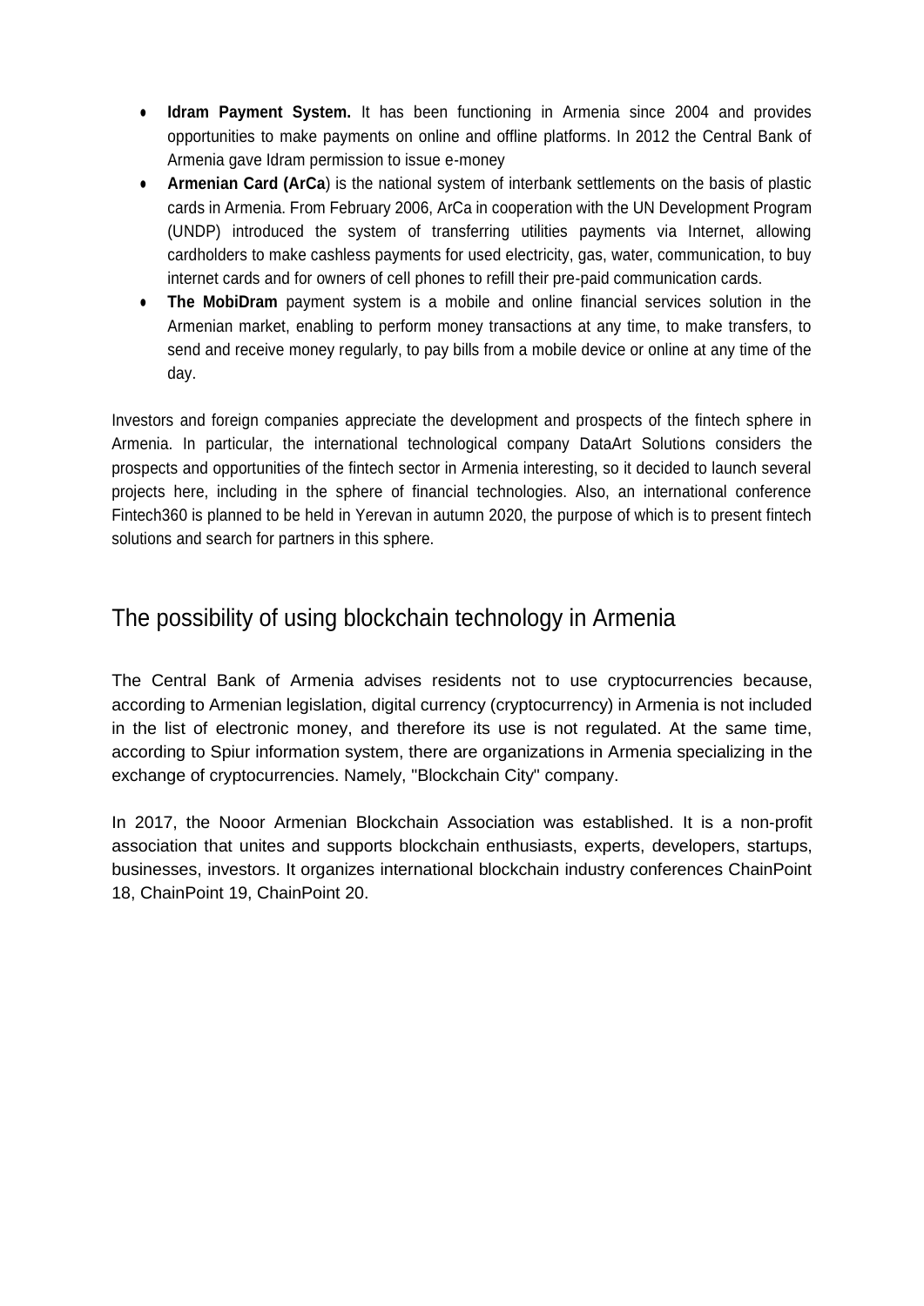- **Idram Payment System.** It has been functioning in Armenia since 2004 and provides opportunities to make payments on online and offline platforms. In 2012 the Central Bank of Armenia gave Idram permission to issue e-money
- **Armenian Card (ArCa**) is the national system of interbank settlements on the basis of plastic cards in Armenia. From February 2006, ArCa in cooperation with the UN Development Program (UNDP) introduced the system of transferring utilities payments via Internet, allowing cardholders to make cashless payments for used electricity, gas, water, communication, to buy internet cards and for owners of cell phones to refill their pre-paid communication cards.
- **The MobiDram** payment system is a mobile and online financial services solution in the Armenian market, enabling to perform money transactions at any time, to make transfers, to send and receive money regularly, to pay bills from a mobile device or online at any time of the day.

Investors and foreign companies appreciate the development and prospects of the fintech sphere in Armenia. In particular, the international technological company DataArt Solutions considers the prospects and opportunities of the fintech sector in Armenia interesting, so it decided to launch several projects here, including in the sphere of financial technologies. Also, an international conference Fintech360 is planned to be held in Yerevan in autumn 2020, the purpose of which is to present fintech solutions and search for partners in this sphere.

## The possibility of using blockchain technology in Armenia

The Central Bank of Armenia advises residents not to use cryptocurrencies because, according to Armenian legislation, digital currency (cryptocurrency) in Armenia is not included in the list of electronic money, and therefore its use is not regulated. At the same time, according to Spiur information system, there are organizations in Armenia specializing in the exchange of cryptocurrencies. Namely, "Blockchain City" company.

In 2017, the Nooor Armenian Blockchain Association was established. It is a non-profit association that unites and supports blockchain enthusiasts, experts, developers, startups, businesses, investors. It organizes international blockchain industry conferences ChainPoint 18, ChainPoint 19, ChainPoint 20.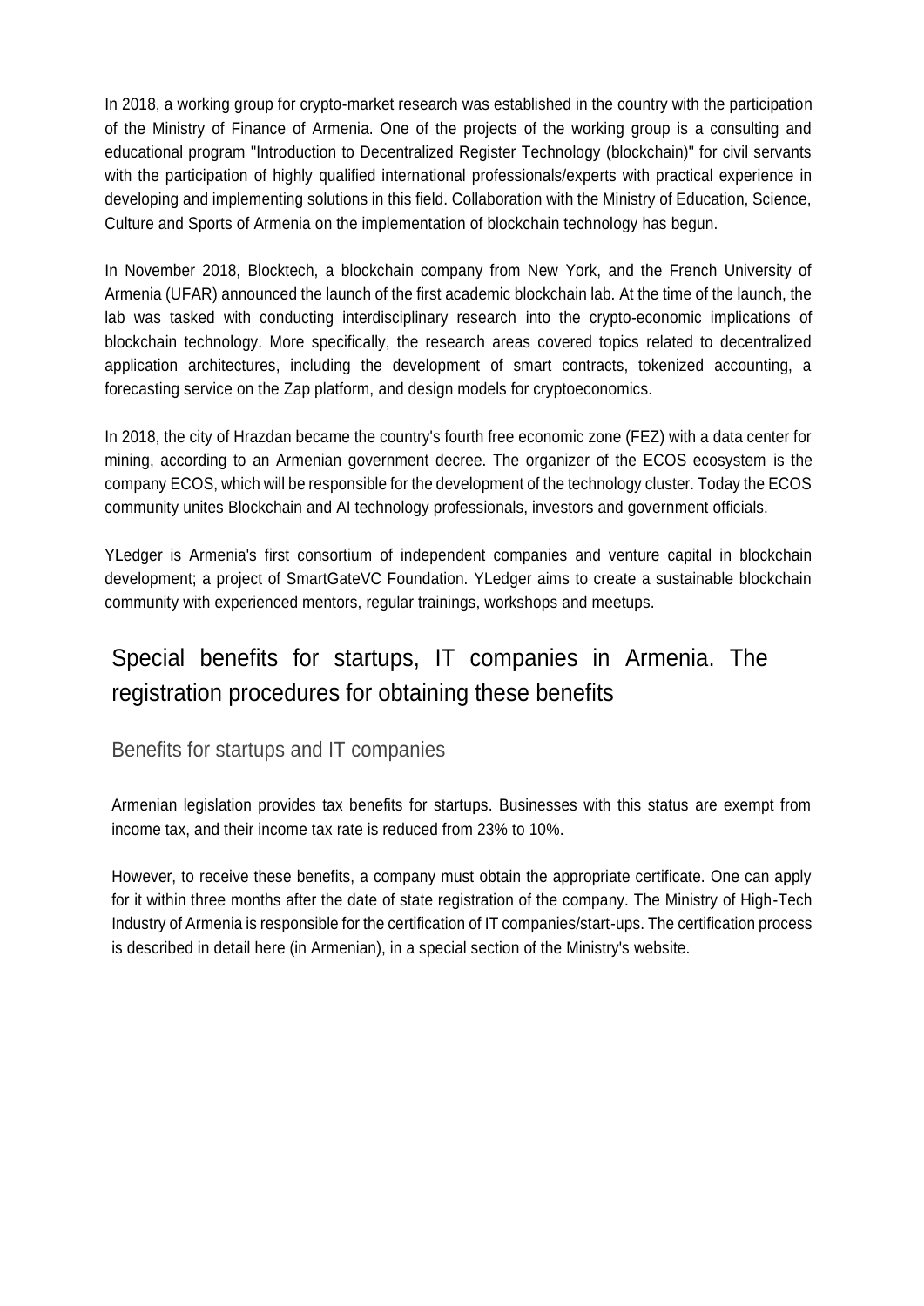In 2018, a working group for crypto-market research was established in the country with the participation of the Ministry of Finance of Armenia. One of the projects of the working group is a consulting and educational program "Introduction to Decentralized Register Technology (blockchain)" for civil servants with the participation of highly qualified international professionals/experts with practical experience in developing and implementing solutions in this field. Collaboration with the Ministry of Education, Science, Culture and Sports of Armenia on the implementation of blockchain technology has begun.

In November 2018, Blocktech, a blockchain company from New York, and the French University of Armenia (UFAR) announced the launch of the first academic blockchain lab. At the time of the launch, the lab was tasked with conducting interdisciplinary research into the crypto-economic implications of blockchain technology. More specifically, the research areas covered topics related to decentralized application architectures, including the development of smart contracts, tokenized accounting, a forecasting service on the Zap platform, and design models for cryptoeconomics.

In 2018, the city of Hrazdan became the country's fourth free economic zone (FEZ) with a data center for mining, according to an Armenian government decree. The organizer of the ECOS ecosystem is the company ECOS, which will be responsible for the development of the technology cluster. Today the ECOS community unites Blockchain and AI technology professionals, investors and government officials.

YLedger is Armenia's first consortium of independent companies and venture capital in blockchain development; a project of SmartGateVC Foundation. YLedger aims to create a sustainable blockchain community with experienced mentors, regular trainings, workshops and meetups.

## Special benefits for startups, IT companies in Armenia. The registration procedures for obtaining these benefits

### Benefits for startups and IT companies

Armenian legislation provides tax benefits for startups. Businesses with this status are exempt from income tax, and their income tax rate is reduced from 23% to 10%.

However, to receive these benefits, a company must obtain the appropriate certificate. One can apply for it within three months after the date of state registration of the company. The Ministry of High-Tech Industry of Armenia is responsible for the certification of IT companies/start-ups. The certification process is described in detail here (in Armenian), in a special section of the Ministry's website.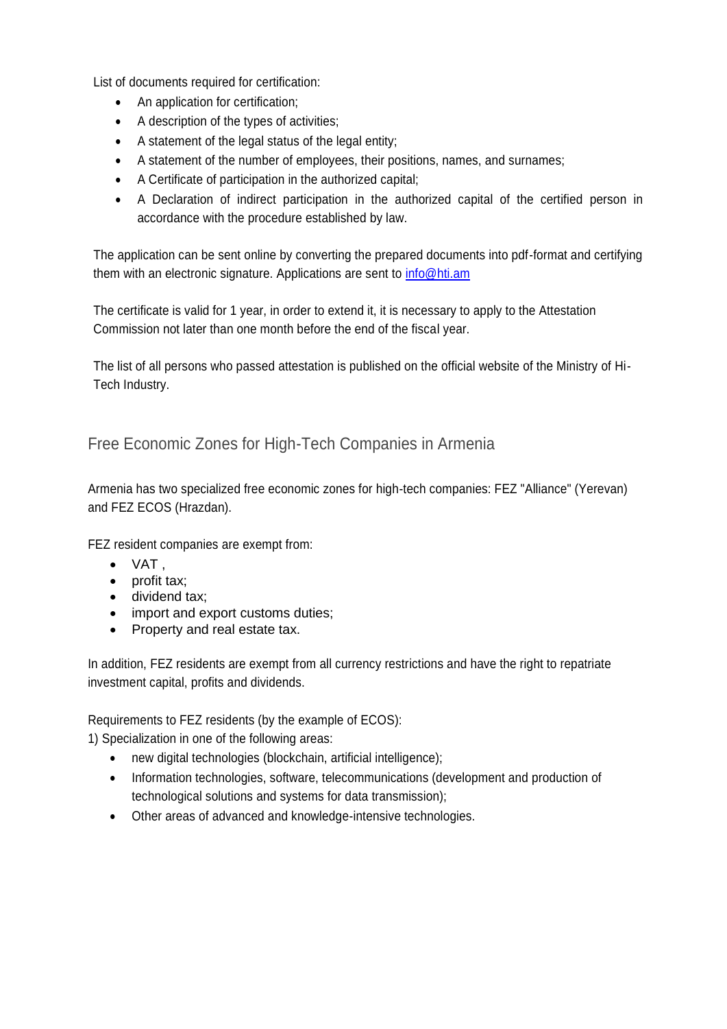List of documents required for certification:

- An application for certification;
- A description of the types of activities;
- A statement of the legal status of the legal entity;
- A statement of the number of employees, their positions, names, and surnames;
- A Certificate of participation in the authorized capital;
- A Declaration of indirect participation in the authorized capital of the certified person in accordance with the procedure established by law.

The application can be sent online by converting the prepared documents into pdf-format and certifying them with an electronic signature. Applications are sent to info@hti.am

The certificate is valid for 1 year, in order to extend it, it is necessary to apply to the Attestation Commission not later than one month before the end of the fiscal year.

The list of all persons who passed attestation is published on the official website of the Ministry of Hi-Tech Industry.

## Free Economic Zones for High-Tech Companies in Armenia

Armenia has two specialized free economic zones for high-tech companies: FEZ "Alliance" (Yerevan) and FEZ ECOS (Hrazdan).

FEZ resident companies are exempt from:

- VAT ,
- profit tax;
- dividend tax;
- import and export customs duties;
- Property and real estate tax.

In addition, FEZ residents are exempt from all currency restrictions and have the right to repatriate investment capital, profits and dividends.

Requirements to FEZ residents (by the example of ECOS):

1) Specialization in one of the following areas:

- new digital technologies (blockchain, artificial intelligence);
- Information technologies, software, telecommunications (development and production of technological solutions and systems for data transmission);
- Other areas of advanced and knowledge-intensive technologies.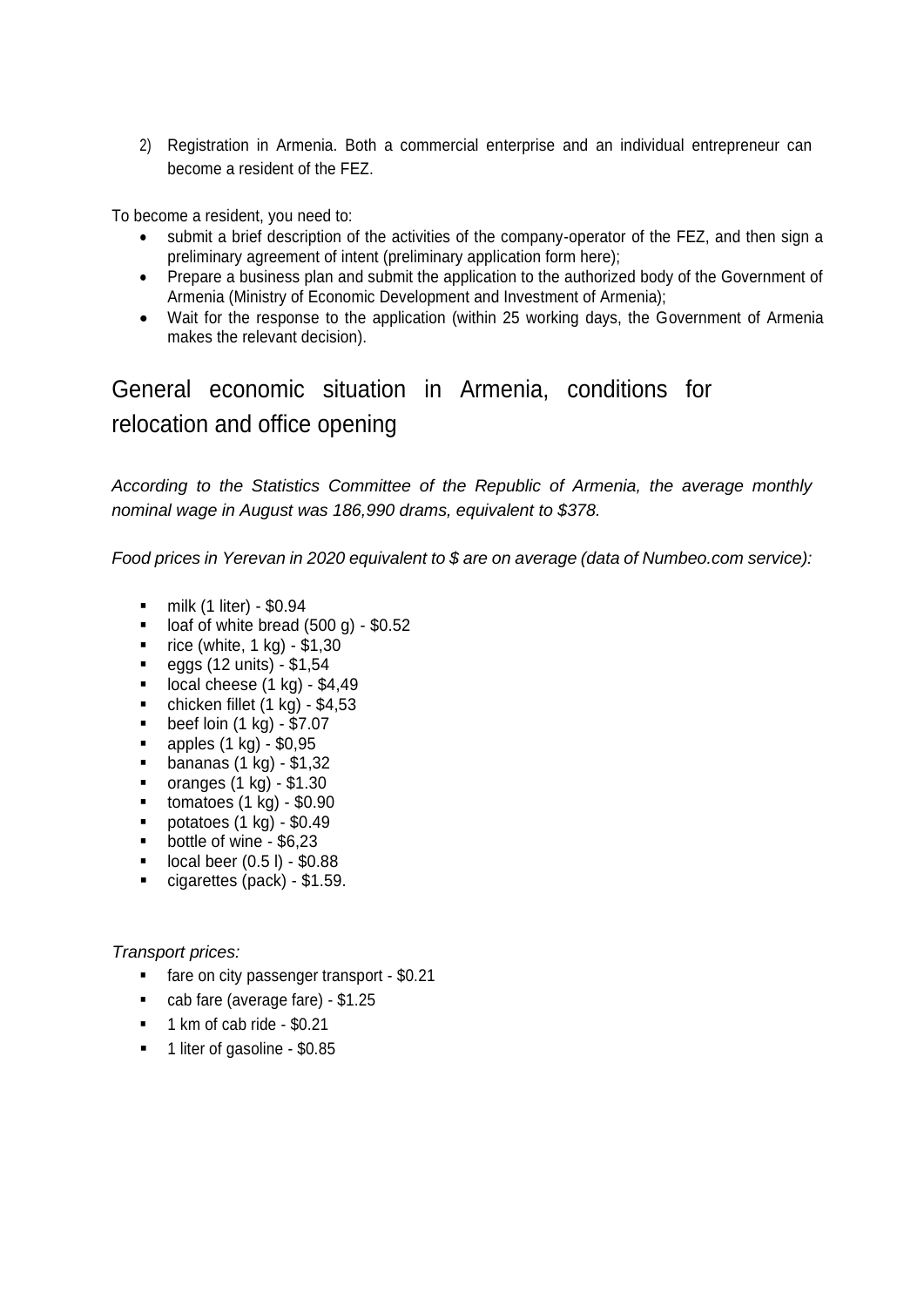2) Registration in Armenia. Both a commercial enterprise and an individual entrepreneur can become a resident of the FEZ.

To become a resident, you need to:

- submit a brief description of the activities of the company-operator of the FEZ, and then sign a preliminary agreement of intent (preliminary application form here);
- Prepare a business plan and submit the application to the authorized body of the Government of Armenia (Ministry of Economic Development and Investment of Armenia);
- Wait for the response to the application (within 25 working days, the Government of Armenia makes the relevant decision).

## General economic situation in Armenia, conditions for relocation and office opening

*According to the Statistics Committee of the Republic of Armenia, the average monthly nominal wage in August was 186,990 drams, equivalent to $378.*

*Food prices in Yerevan in 2020 equivalent to $ are on average (data of Numbeo.com service):*

- milk (1 liter) - $0.94
- loaf of white bread (500 g) - $0.52
- rice (white, 1 kg) - $1,30
- eggs (12 units) - $1,54
- local cheese (1 kg) - $4,49
- chicken fillet (1 kg) - $4,53
- beef loin (1 kg) - $7.07
- apples (1 kg) - $0,95
- bananas (1 kg) - $1,32
- oranges (1 kg) - $1.30
- tomatoes (1 kg) - $0.90
- potatoes (1 kg) - $0.49
- bottle of wine - $6,23
- local beer (0.5 l) - $0.88
- cigarettes (pack) - $1.59.

*Transport prices:*

- fare on city passenger transport - $0.21
- cab fare (average fare) - $1.25
- 1 km of cab ride - $0.21
- 1 liter of gasoline - $0.85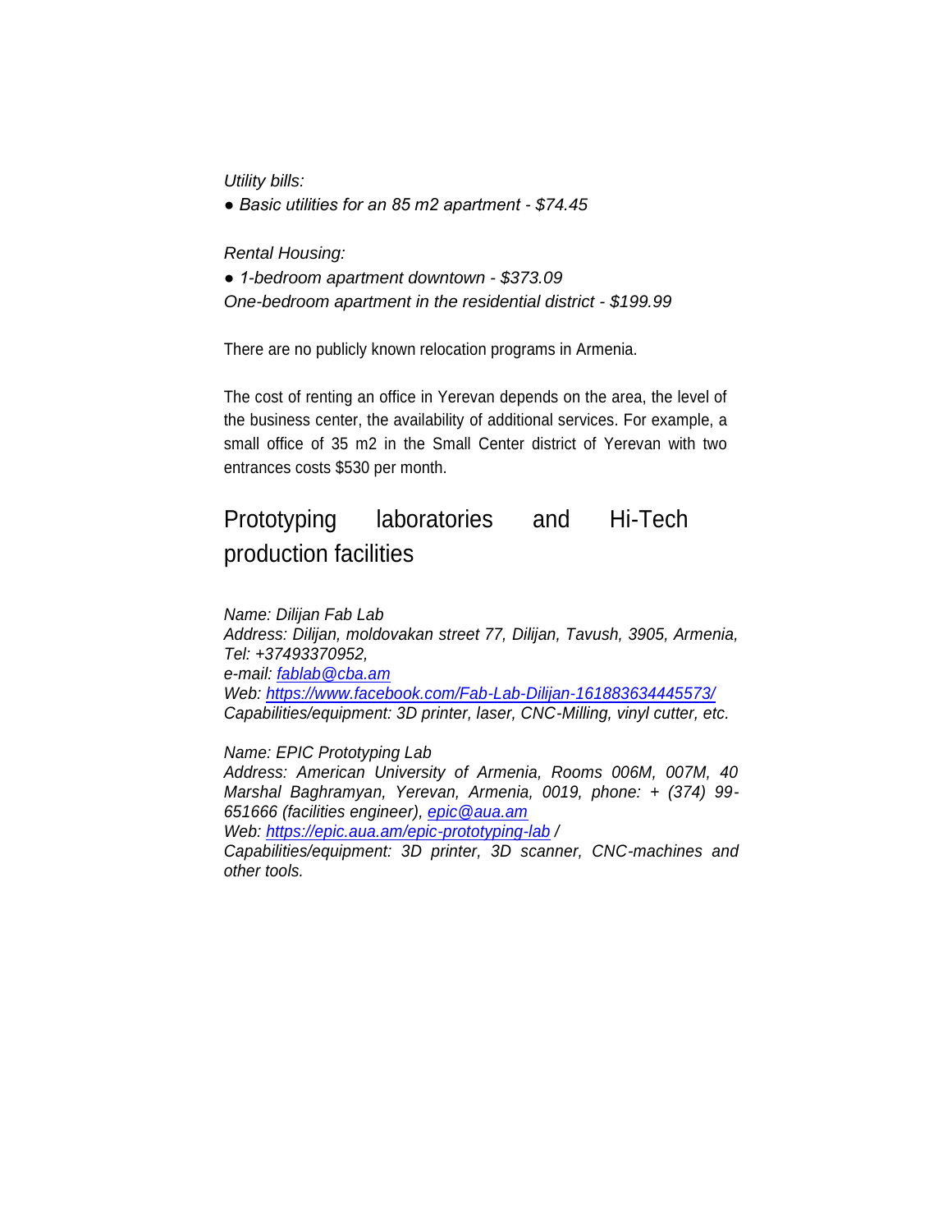*Utility bills:*

- *Basic utilities for an 85 m2 apartment - $74.45*

*Rental Housing:*

- *1-bedroom apartment downtown - $373.09*

*One-bedroom apartment in the residential district - $199.99*

There are no publicly known relocation programs in Armenia.

The cost of renting an office in Yerevan depends on the area, the level of the business center, the availability of additional services. For example, a small office of 35 m2 in the Small Center district of Yerevan with two entrances costs $530 per month.

## Prototyping laboratories and Hi-Tech production facilities

*Name: Dilijan Fab Lab*
*Address: Dilijan, moldovakan street 77, Dilijan, Tavush, 3905, Armenia,*
*Tel: +37493370952,*
*e-mail: fablab@cba.am*
*Web: https://www.facebook.com/Fab-Lab-Dilijan-161883634445573/*
*Capabilities/equipment: 3D printer, laser, CNC-Milling, vinyl cutter, etc.*

*Name: EPIC Prototyping Lab*
*Address: American University of Armenia, Rooms 006M, 007M, 40 Marshal Baghramyan, Yerevan, Armenia, 0019, phone: + (374) 99-651666 (facilities engineer), epic@aua.am*
*Web: https://epic.aua.am/epic-prototyping-lab /*
*Capabilities/equipment: 3D printer, 3D scanner, CNC-machines and other tools.*